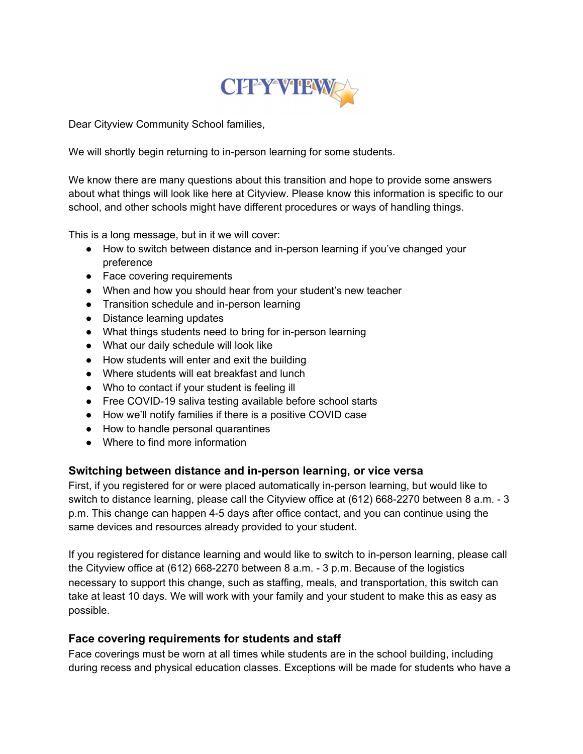Dear Cityview Community School families,

We will shortly begin returning to in-person learning for some students.

We know there are many questions about this transition and hope to provide some answers about what things will look like here at Cityview. Please know this information is specific to our school, and other schools might have different procedures or ways of handling things.

This is a long message, but in it we will cover:

- How to switch between distance and in-person learning if you've changed your preference
- Face covering requirements
- When and how you should hear from your student's new teacher
- Transition schedule and in-person learning
- Distance learning updates
- What things students need to bring for in-person learning
- What our daily schedule will look like
- How students will enter and exit the building
- Where students will eat breakfast and lunch
- Who to contact if your student is feeling ill
- Free COVID-19 saliva testing available before school starts
- How we'll notify families if there is a positive COVID case
- How to handle personal quarantines
- Where to find more information

### Switching between distance and in-person learning, or vice versa

First, if you registered for or were placed automatically in-person learning, but would like to switch to distance learning, please call the Cityview office at (612) 668-2270 between 8 a.m. - 3 p.m. This change can happen 4-5 days after office contact, and you can continue using the same devices and resources already provided to your student.

If you registered for distance learning and would like to switch to in-person learning, please call the Cityview office at (612) 668-2270 between 8 a.m. - 3 p.m. Because of the logistics necessary to support this change, such as staffing, meals, and transportation, this switch can take at least 10 days. We will work with your family and your student to make this as easy as possible.

### Face covering requirements for students and staff

Face coverings must be worn at all times while students are in the school building, including during recess and physical education classes. Exceptions will be made for students who have a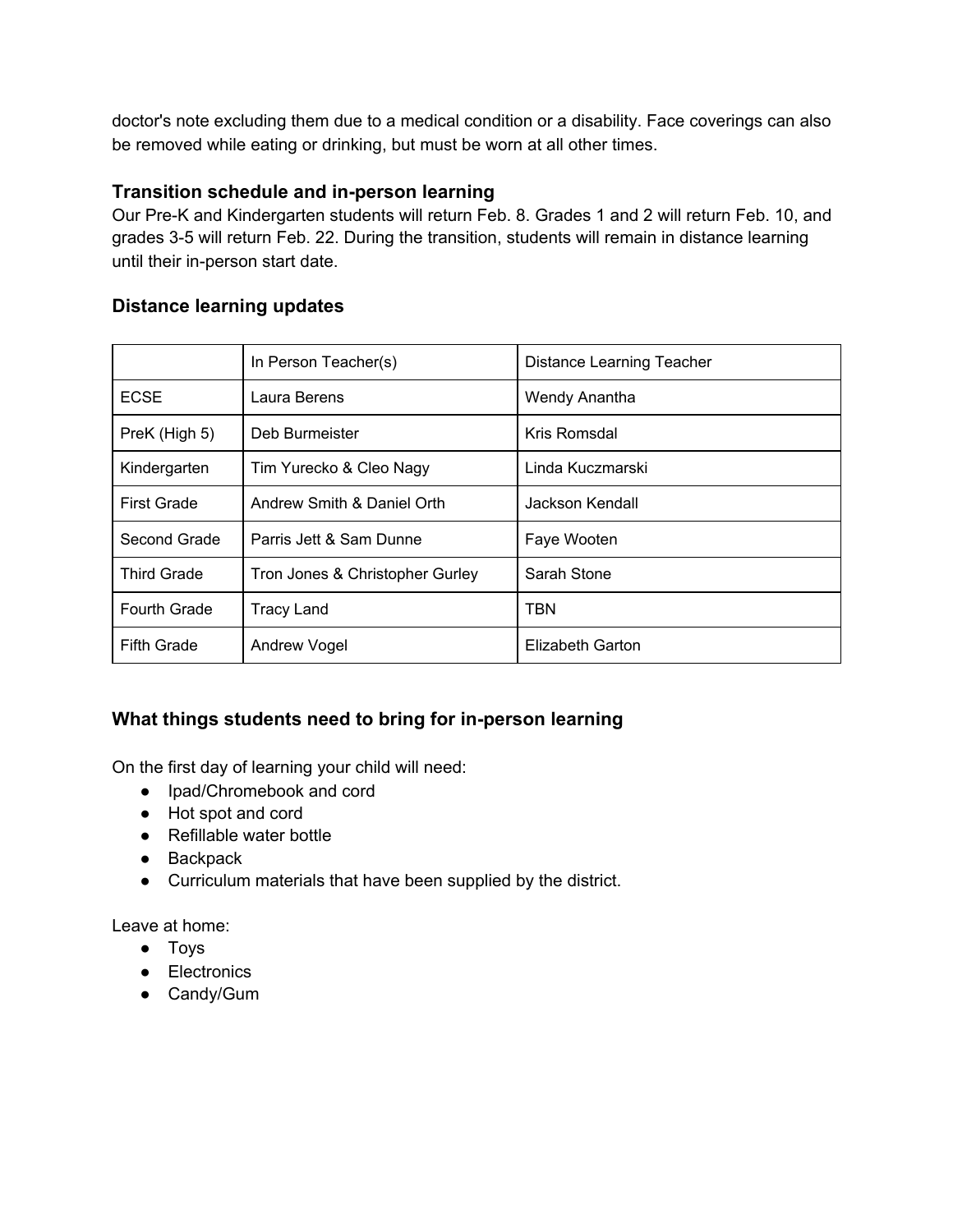doctor's note excluding them due to a medical condition or a disability. Face coverings can also be removed while eating or drinking, but must be worn at all other times.

### Transition schedule and in-person learning

Our Pre-K and Kindergarten students will return Feb. 8. Grades 1 and 2 will return Feb. 10, and grades 3-5 will return Feb. 22. During the transition, students will remain in distance learning until their in-person start date.

### Distance learning updates

| | In Person Teacher(s) | Distance Learning Teacher |
|---|---|---|
| ECSE | Laura Berens | Wendy Anantha |
| PreK (High 5) | Deb Burmeister | Kris Romsdal |
| Kindergarten | Tim Yurecko & Cleo Nagy | Linda Kuczmarski |
| First Grade | Andrew Smith & Daniel Orth | Jackson Kendall |
| Second Grade | Parris Jett & Sam Dunne | Faye Wooten |
| Third Grade | Tron Jones & Christopher Gurley | Sarah Stone |
| Fourth Grade | Tracy Land | TBN |
| Fifth Grade | Andrew Vogel | Elizabeth Garton |

### What things students need to bring for in-person learning

On the first day of learning your child will need:

- Ipad/Chromebook and cord
- Hot spot and cord
- Refillable water bottle
- Backpack
- Curriculum materials that have been supplied by the district.

Leave at home:

- Toys
- Electronics
- Candy/Gum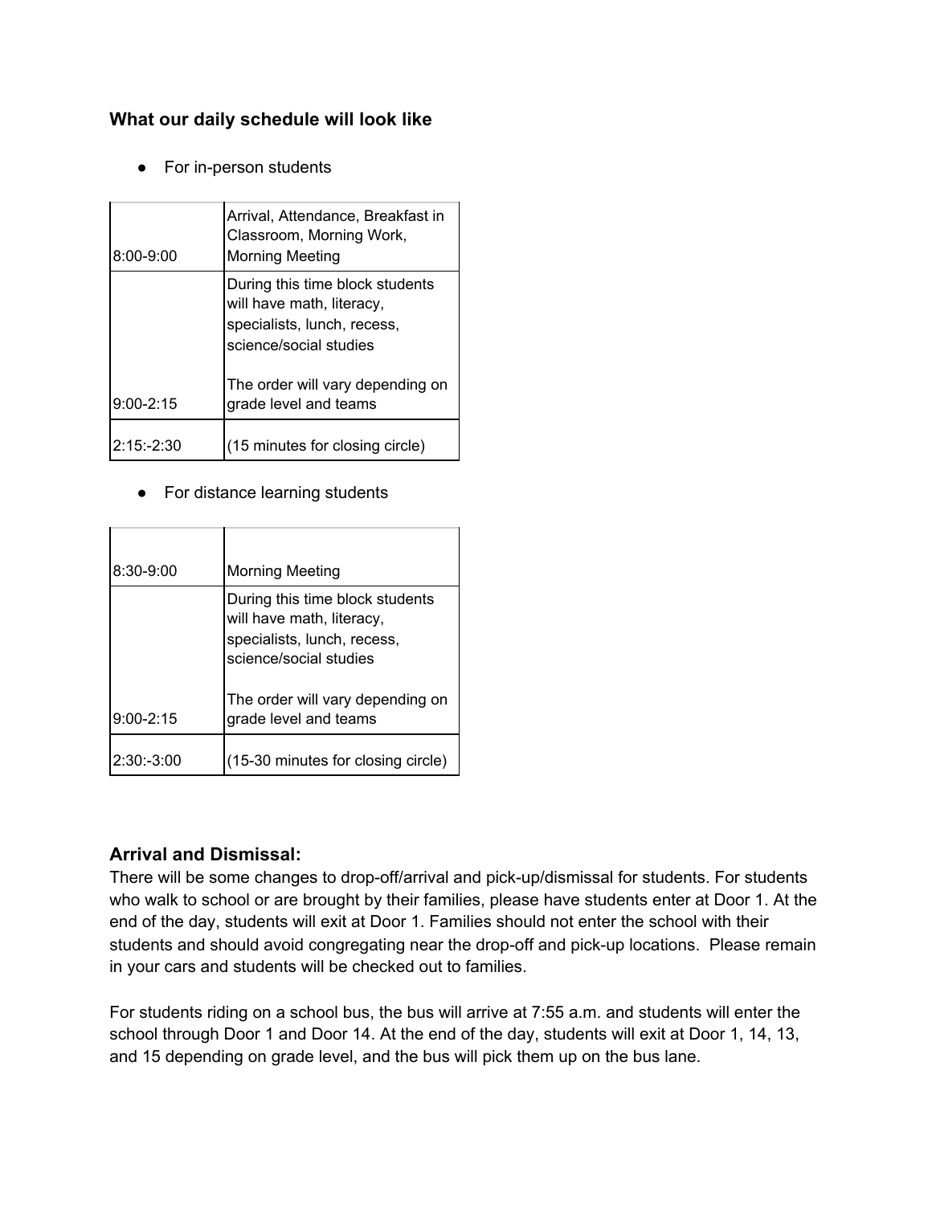### What our daily schedule will look like

- For in-person students

| | |
|---|---|
| 8:00-9:00 | Arrival, Attendance, Breakfast in Classroom, Morning Work, Morning Meeting |
| 9:00-2:15 | During this time block students will have math, literacy, specialists, lunch, recess, science/social studies<br><br>The order will vary depending on grade level and teams |
| 2:15:-2:30 | (15 minutes for closing circle) |

- For distance learning students

| | |
|---|---|
| 8:30-9:00 | Morning Meeting |
| 9:00-2:15 | During this time block students will have math, literacy, specialists, lunch, recess, science/social studies<br><br>The order will vary depending on grade level and teams |
| 2:30:-3:00 | (15-30 minutes for closing circle) |

### Arrival and Dismissal:

There will be some changes to drop-off/arrival and pick-up/dismissal for students. For students who walk to school or are brought by their families, please have students enter at Door 1. At the end of the day, students will exit at Door 1. Families should not enter the school with their students and should avoid congregating near the drop-off and pick-up locations. Please remain in your cars and students will be checked out to families.

For students riding on a school bus, the bus will arrive at 7:55 a.m. and students will enter the school through Door 1 and Door 14. At the end of the day, students will exit at Door 1, 14, 13, and 15 depending on grade level, and the bus will pick them up on the bus lane.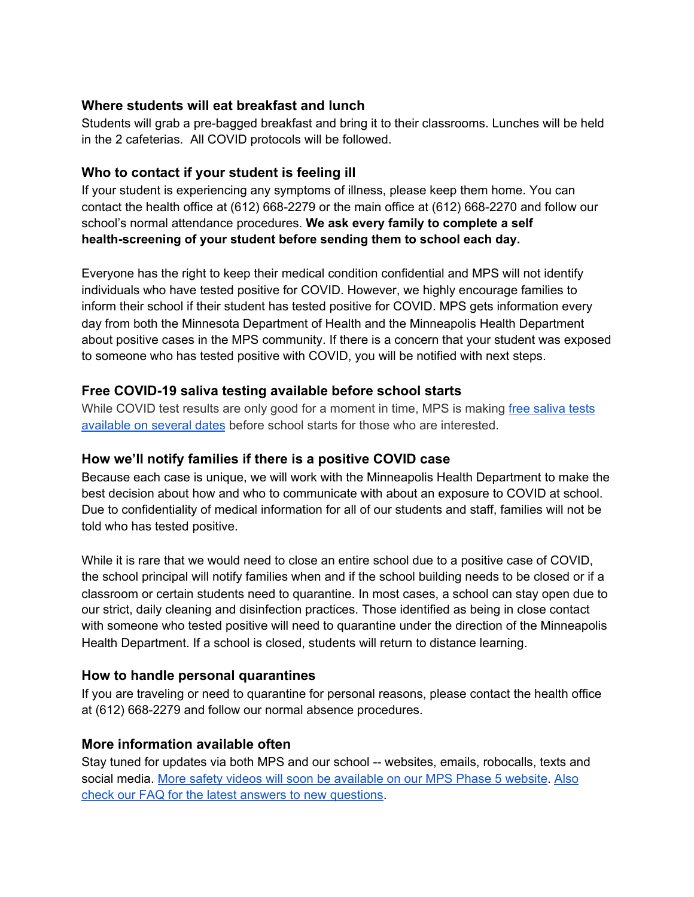### Where students will eat breakfast and lunch

Students will grab a pre-bagged breakfast and bring it to their classrooms. Lunches will be held in the 2 cafeterias. All COVID protocols will be followed.

### Who to contact if your student is feeling ill

If your student is experiencing any symptoms of illness, please keep them home. You can contact the health office at (612) 668-2279 or the main office at (612) 668-2270 and follow our school's normal attendance procedures. **We ask every family to complete a self health-screening of your student before sending them to school each day.**

Everyone has the right to keep their medical condition confidential and MPS will not identify individuals who have tested positive for COVID. However, we highly encourage families to inform their school if their student has tested positive for COVID. MPS gets information every day from both the Minnesota Department of Health and the Minneapolis Health Department about positive cases in the MPS community. If there is a concern that your student was exposed to someone who has tested positive with COVID, you will be notified with next steps.

### Free COVID-19 saliva testing available before school starts

While COVID test results are only good for a moment in time, MPS is making free saliva tests available on several dates before school starts for those who are interested.

### How we'll notify families if there is a positive COVID case

Because each case is unique, we will work with the Minneapolis Health Department to make the best decision about how and who to communicate with about an exposure to COVID at school. Due to confidentiality of medical information for all of our students and staff, families will not be told who has tested positive.

While it is rare that we would need to close an entire school due to a positive case of COVID, the school principal will notify families when and if the school building needs to be closed or if a classroom or certain students need to quarantine. In most cases, a school can stay open due to our strict, daily cleaning and disinfection practices. Those identified as being in close contact with someone who tested positive will need to quarantine under the direction of the Minneapolis Health Department. If a school is closed, students will return to distance learning.

### How to handle personal quarantines

If you are traveling or need to quarantine for personal reasons, please contact the health office at (612) 668-2279 and follow our normal absence procedures.

### More information available often

Stay tuned for updates via both MPS and our school -- websites, emails, robocalls, texts and social media. More safety videos will soon be available on our MPS Phase 5 website. Also check our FAQ for the latest answers to new questions.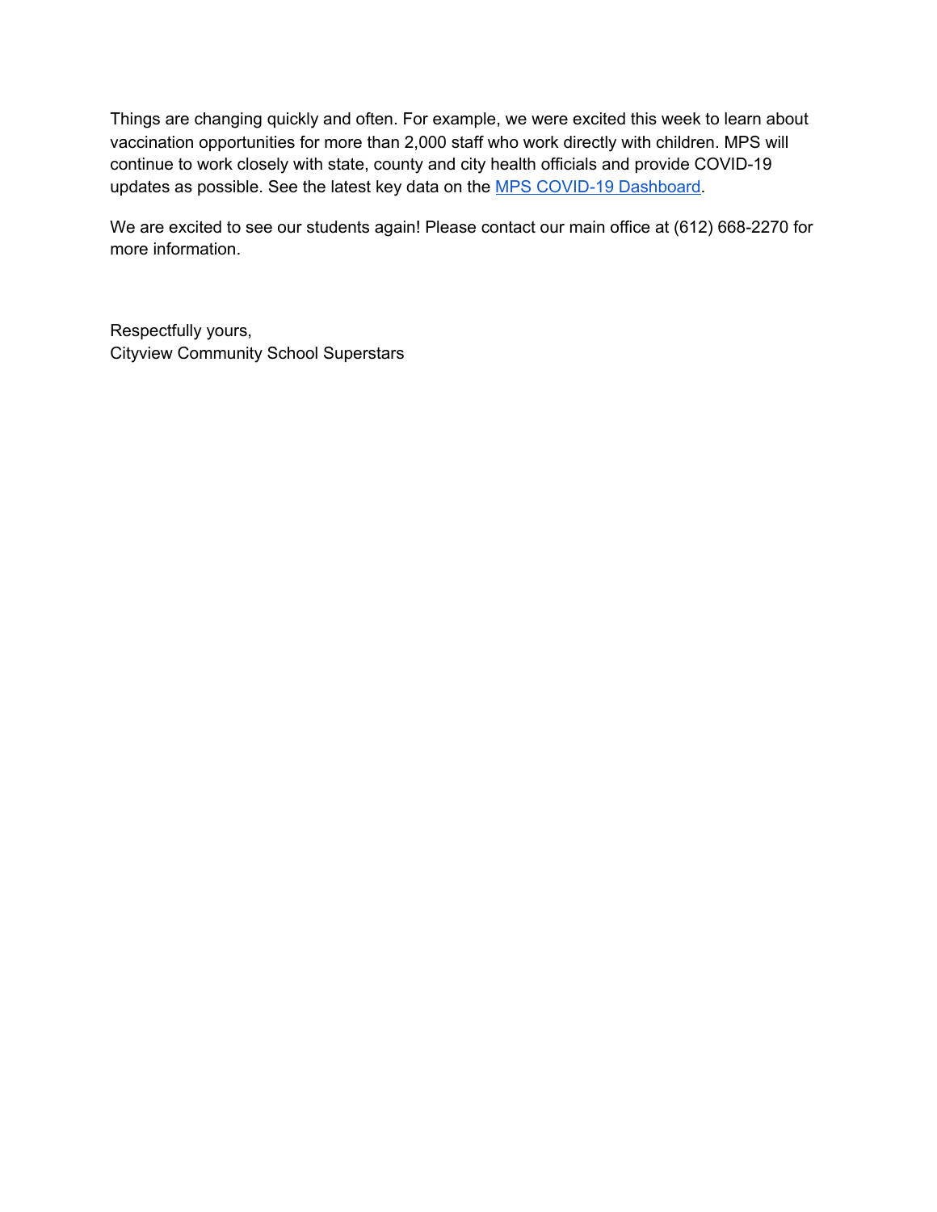Things are changing quickly and often. For example, we were excited this week to learn about vaccination opportunities for more than 2,000 staff who work directly with children. MPS will continue to work closely with state, county and city health officials and provide COVID-19 updates as possible. See the latest key data on the MPS COVID-19 Dashboard.

We are excited to see our students again! Please contact our main office at (612) 668-2270 for more information.

Respectfully yours,
Cityview Community School Superstars